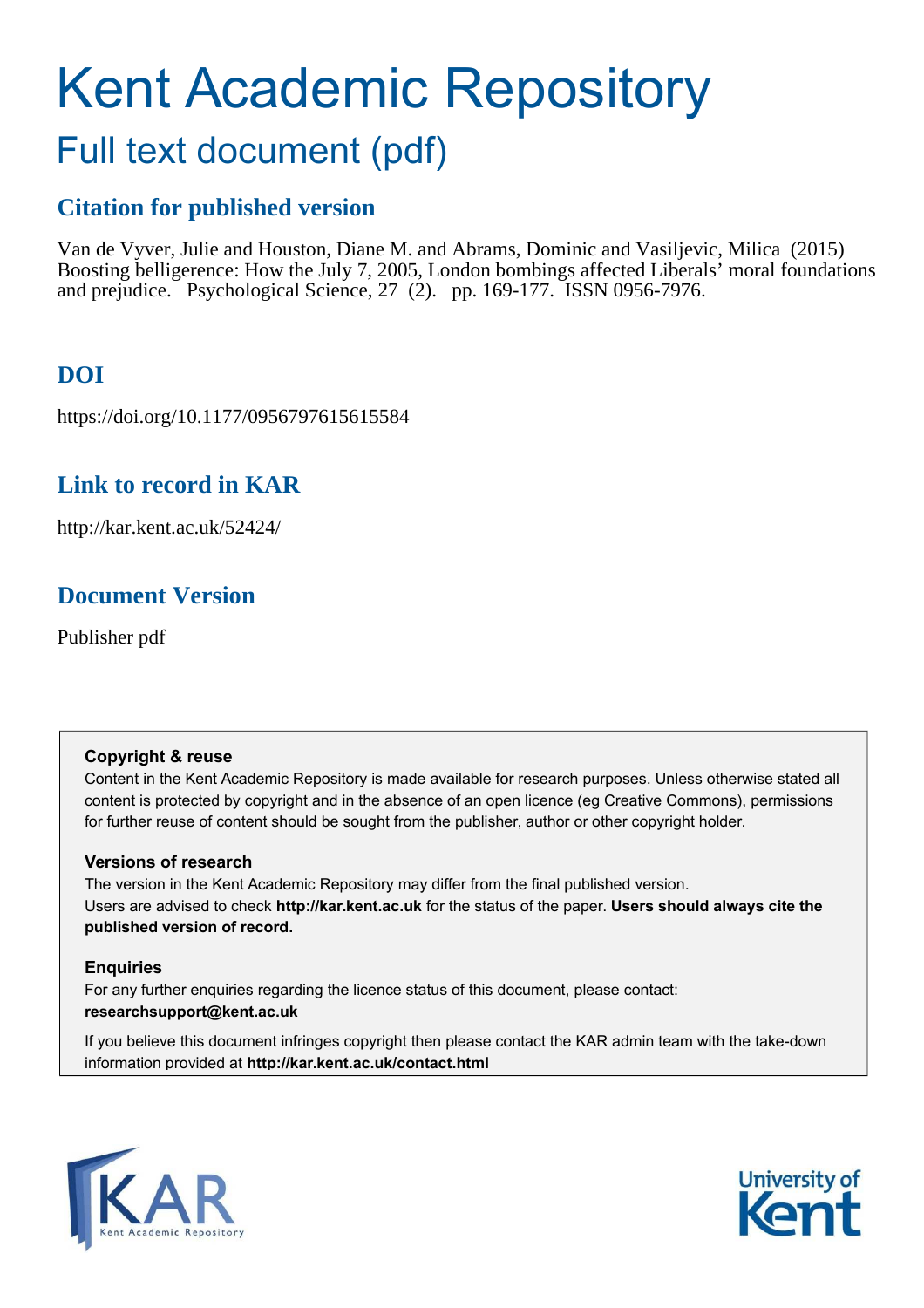# Kent Academic Repository

## Full text document (pdf)

### Citation for published version

Van de Vyver, Julie and Houston, Diane M. and Abrams, Dominic and Vasiljevic, Milica (2015) Boosting belligerence: How the July 7, 2005, London bombings affected Liberals' moral foundations and prejudice. Psychological Science, 27 (2). pp. 169-177. ISSN 0956-7976.

### DOI

https://doi.org/10.1177/0956797615615584

### Link to record in KAR

http://kar.kent.ac.uk/52424/

### Document Version

Publisher pdf

**Copyright & reuse**

Content in the Kent Academic Repository is made available for research purposes. Unless otherwise stated all content is protected by copyright and in the absence of an open licence (eg Creative Commons), permissions for further reuse of content should be sought from the publisher, author or other copyright holder.

**Versions of research**

The version in the Kent Academic Repository may differ from the final published version. Users are advised to check **http://kar.kent.ac.uk** for the status of the paper. **Users should always cite the published version of record.**

**Enquiries**

For any further enquiries regarding the licence status of this document, please contact: **researchsupport@kent.ac.uk**

If you believe this document infringes copyright then please contact the KAR admin team with the take-down information provided at **http://kar.kent.ac.uk/contact.html**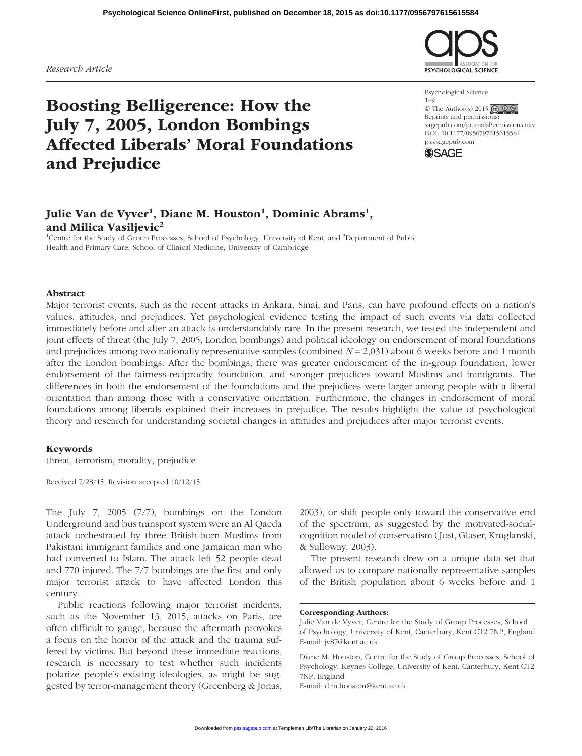# Boosting Belligerence: How the July 7, 2005, London Bombings Affected Liberals' Moral Foundations and Prejudice

Research Article

**Julie Van de Vyver[1], Diane M. Houston[1], Dominic Abrams[1], and Milica Vasiljevic[2]**

[1]Centre for the Study of Group Processes, School of Psychology, University of Kent, and [2]Department of Public Health and Primary Care, School of Clinical Medicine, University of Cambridge

Psychological Science
1–9
© The Author(s) 2015
Reprints and permissions:
sagepub.com/journalsPermissions.nav
DOI: 10.1177/0956797615615584
pss.sagepub.com

## Abstract

Major terrorist events, such as the recent attacks in Ankara, Sinai, and Paris, can have profound effects on a nation's values, attitudes, and prejudices. Yet psychological evidence testing the impact of such events via data collected immediately before and after an attack is understandably rare. In the present research, we tested the independent and joint effects of threat (the July 7, 2005, London bombings) and political ideology on endorsement of moral foundations and prejudices among two nationally representative samples (combined $N = 2{,}031$) about 6 weeks before and 1 month after the London bombings. After the bombings, there was greater endorsement of the in-group foundation, lower endorsement of the fairness-reciprocity foundation, and stronger prejudices toward Muslims and immigrants. The differences in both the endorsement of the foundations and the prejudices were larger among people with a liberal orientation than among those with a conservative orientation. Furthermore, the changes in endorsement of moral foundations among liberals explained their increases in prejudice. The results highlight the value of psychological theory and research for understanding societal changes in attitudes and prejudices after major terrorist events.

## Keywords

threat, terrorism, morality, prejudice

Received 7/28/15; Revision accepted 10/12/15

The July 7, 2005 (7/7), bombings on the London Underground and bus transport system were an Al Qaeda attack orchestrated by three British-born Muslims from Pakistani immigrant families and one Jamaican man who had converted to Islam. The attack left 52 people dead and 770 injured. The 7/7 bombings are the first and only major terrorist attack to have affected London this century.

Public reactions following major terrorist incidents, such as the November 13, 2015, attacks on Paris, are often difficult to gauge, because the aftermath provokes a focus on the horror of the attack and the trauma suffered by victims. But beyond these immediate reactions, research is necessary to test whether such incidents polarize people's existing ideologies, as might be suggested by terror-management theory (Greenberg & Jonas, 2003), or shift people only toward the conservative end of the spectrum, as suggested by the motivated-social-cognition model of conservatism (Jost, Glaser, Kruglanski, & Sulloway, 2003).

The present research drew on a unique data set that allowed us to compare nationally representative samples of the British population about 6 weeks before and 1

**Corresponding Authors:**
Julie Van de Vyver, Centre for the Study of Group Processes, School of Psychology, University of Kent, Canterbury, Kent CT2 7NP, England
E-mail: jv87@kent.ac.uk

Diane M. Houston, Centre for the Study of Group Processes, School of Psychology, Keynes College, University of Kent, Canterbury, Kent CT2 7NP, England
E-mail: d.m.houston@kent.ac.uk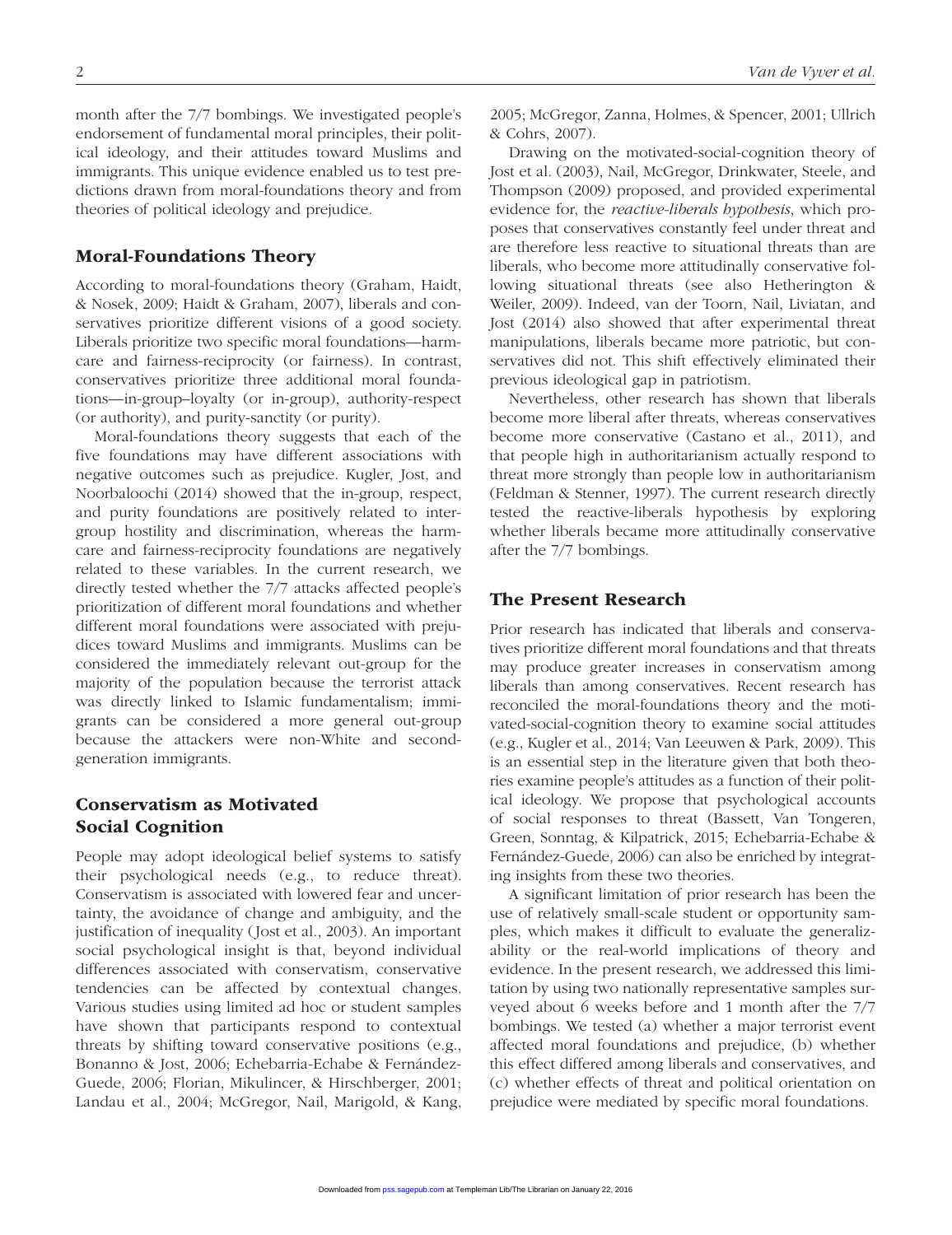month after the 7/7 bombings. We investigated people's endorsement of fundamental moral principles, their political ideology, and their attitudes toward Muslims and immigrants. This unique evidence enabled us to test predictions drawn from moral-foundations theory and from theories of political ideology and prejudice.

## Moral-Foundations Theory

According to moral-foundations theory (Graham, Haidt, & Nosek, 2009; Haidt & Graham, 2007), liberals and conservatives prioritize different visions of a good society. Liberals prioritize two specific moral foundations—harm-care and fairness-reciprocity (or fairness). In contrast, conservatives prioritize three additional moral foundations—in-group–loyalty (or in-group), authority-respect (or authority), and purity-sanctity (or purity).

Moral-foundations theory suggests that each of the five foundations may have different associations with negative outcomes such as prejudice. Kugler, Jost, and Noorbaloochi (2014) showed that the in-group, respect, and purity foundations are positively related to intergroup hostility and discrimination, whereas the harm-care and fairness-reciprocity foundations are negatively related to these variables. In the current research, we directly tested whether the 7/7 attacks affected people's prioritization of different moral foundations and whether different moral foundations were associated with prejudices toward Muslims and immigrants. Muslims can be considered the immediately relevant out-group for the majority of the population because the terrorist attack was directly linked to Islamic fundamentalism; immigrants can be considered a more general out-group because the attackers were non-White and second-generation immigrants.

## Conservatism as Motivated Social Cognition

People may adopt ideological belief systems to satisfy their psychological needs (e.g., to reduce threat). Conservatism is associated with lowered fear and uncertainty, the avoidance of change and ambiguity, and the justification of inequality (Jost et al., 2003). An important social psychological insight is that, beyond individual differences associated with conservatism, conservative tendencies can be affected by contextual changes. Various studies using limited ad hoc or student samples have shown that participants respond to contextual threats by shifting toward conservative positions (e.g., Bonanno & Jost, 2006; Echebarria-Echabe & Fernández-Guede, 2006; Florian, Mikulincer, & Hirschberger, 2001; Landau et al., 2004; McGregor, Nail, Marigold, & Kang, 2005; McGregor, Zanna, Holmes, & Spencer, 2001; Ullrich & Cohrs, 2007).

Drawing on the motivated-social-cognition theory of Jost et al. (2003), Nail, McGregor, Drinkwater, Steele, and Thompson (2009) proposed, and provided experimental evidence for, the *reactive-liberals hypothesis*, which proposes that conservatives constantly feel under threat and are therefore less reactive to situational threats than are liberals, who become more attitudinally conservative following situational threats (see also Hetherington & Weiler, 2009). Indeed, van der Toorn, Nail, Liviatan, and Jost (2014) also showed that after experimental threat manipulations, liberals became more patriotic, but conservatives did not. This shift effectively eliminated their previous ideological gap in patriotism.

Nevertheless, other research has shown that liberals become more liberal after threats, whereas conservatives become more conservative (Castano et al., 2011), and that people high in authoritarianism actually respond to threat more strongly than people low in authoritarianism (Feldman & Stenner, 1997). The current research directly tested the reactive-liberals hypothesis by exploring whether liberals became more attitudinally conservative after the 7/7 bombings.

## The Present Research

Prior research has indicated that liberals and conservatives prioritize different moral foundations and that threats may produce greater increases in conservatism among liberals than among conservatives. Recent research has reconciled the moral-foundations theory and the motivated-social-cognition theory to examine social attitudes (e.g., Kugler et al., 2014; Van Leeuwen & Park, 2009). This is an essential step in the literature given that both theories examine people's attitudes as a function of their political ideology. We propose that psychological accounts of social responses to threat (Bassett, Van Tongeren, Green, Sonntag, & Kilpatrick, 2015; Echebarria-Echabe & Fernández-Guede, 2006) can also be enriched by integrating insights from these two theories.

A significant limitation of prior research has been the use of relatively small-scale student or opportunity samples, which makes it difficult to evaluate the generalizability or the real-world implications of theory and evidence. In the present research, we addressed this limitation by using two nationally representative samples surveyed about 6 weeks before and 1 month after the 7/7 bombings. We tested (a) whether a major terrorist event affected moral foundations and prejudice, (b) whether this effect differed among liberals and conservatives, and (c) whether effects of threat and political orientation on prejudice were mediated by specific moral foundations.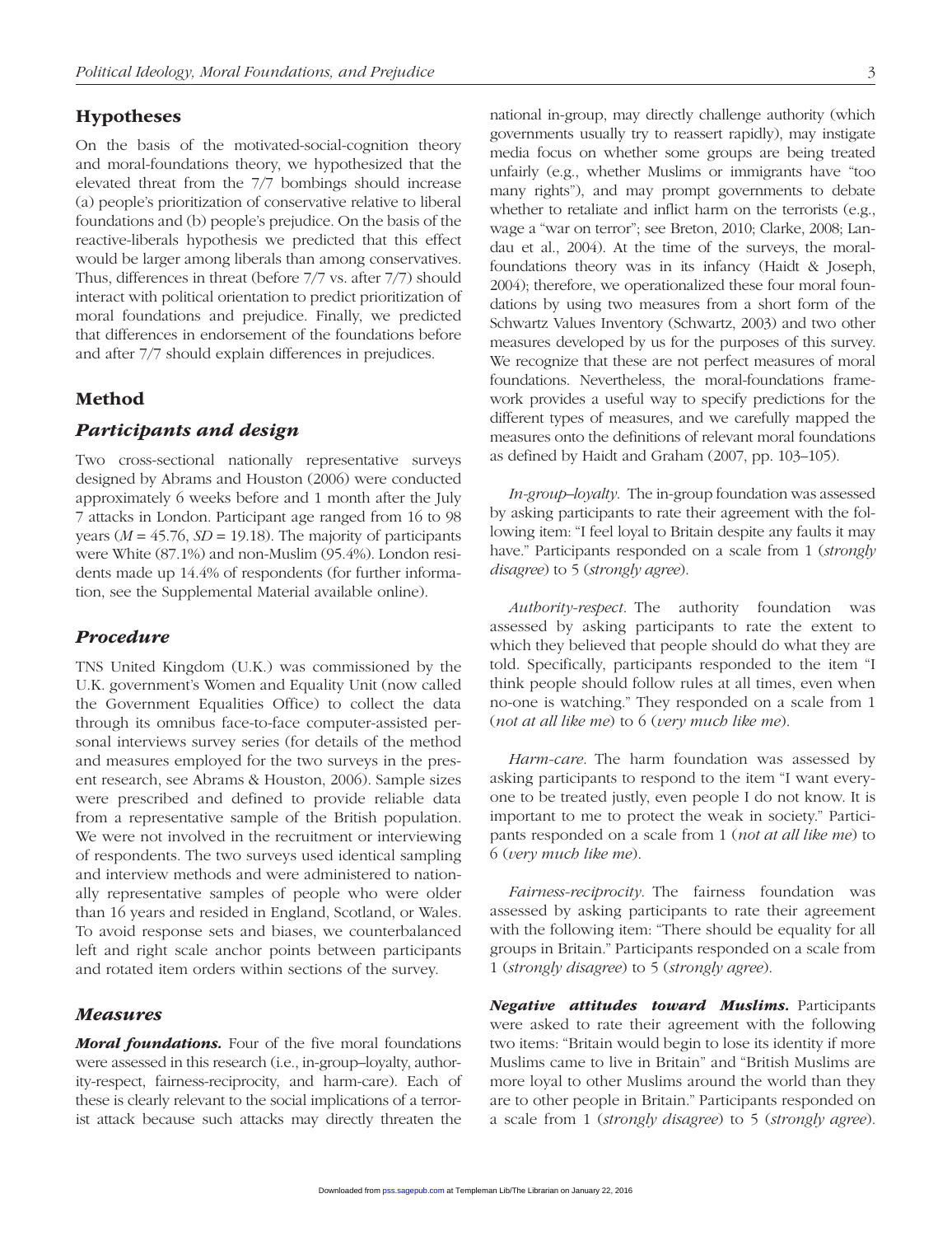## Hypotheses

On the basis of the motivated-social-cognition theory and moral-foundations theory, we hypothesized that the elevated threat from the 7/7 bombings should increase (a) people's prioritization of conservative relative to liberal foundations and (b) people's prejudice. On the basis of the reactive-liberals hypothesis we predicted that this effect would be larger among liberals than among conservatives. Thus, differences in threat (before 7/7 vs. after 7/7) should interact with political orientation to predict prioritization of moral foundations and prejudice. Finally, we predicted that differences in endorsement of the foundations before and after 7/7 should explain differences in prejudices.

## Method

### Participants and design

Two cross-sectional nationally representative surveys designed by Abrams and Houston (2006) were conducted approximately 6 weeks before and 1 month after the July 7 attacks in London. Participant age ranged from 16 to 98 years ($M$ = 45.76, $SD$ = 19.18). The majority of participants were White (87.1%) and non-Muslim (95.4%). London residents made up 14.4% of respondents (for further information, see the Supplemental Material available online).

### Procedure

TNS United Kingdom (U.K.) was commissioned by the U.K. government's Women and Equality Unit (now called the Government Equalities Office) to collect the data through its omnibus face-to-face computer-assisted personal interviews survey series (for details of the method and measures employed for the two surveys in the present research, see Abrams & Houston, 2006). Sample sizes were prescribed and defined to provide reliable data from a representative sample of the British population. We were not involved in the recruitment or interviewing of respondents. The two surveys used identical sampling and interview methods and were administered to nationally representative samples of people who were older than 16 years and resided in England, Scotland, or Wales. To avoid response sets and biases, we counterbalanced left and right scale anchor points between participants and rotated item orders within sections of the survey.

### Measures

***Moral foundations.*** Four of the five moral foundations were assessed in this research (i.e., in-group–loyalty, authority-respect, fairness-reciprocity, and harm-care). Each of these is clearly relevant to the social implications of a terrorist attack because such attacks may directly threaten the national in-group, may directly challenge authority (which governments usually try to reassert rapidly), may instigate media focus on whether some groups are being treated unfairly (e.g., whether Muslims or immigrants have "too many rights"), and may prompt governments to debate whether to retaliate and inflict harm on the terrorists (e.g., wage a "war on terror"; see Breton, 2010; Clarke, 2008; Landau et al., 2004). At the time of the surveys, the moral-foundations theory was in its infancy (Haidt & Joseph, 2004); therefore, we operationalized these four moral foundations by using two measures from a short form of the Schwartz Values Inventory (Schwartz, 2003) and two other measures developed by us for the purposes of this survey. We recognize that these are not perfect measures of moral foundations. Nevertheless, the moral-foundations framework provides a useful way to specify predictions for the different types of measures, and we carefully mapped the measures onto the definitions of relevant moral foundations as defined by Haidt and Graham (2007, pp. 103–105).

*In-group–loyalty.* The in-group foundation was assessed by asking participants to rate their agreement with the following item: "I feel loyal to Britain despite any faults it may have." Participants responded on a scale from 1 (*strongly disagree*) to 5 (*strongly agree*).

*Authority-respect.* The authority foundation was assessed by asking participants to rate the extent to which they believed that people should do what they are told. Specifically, participants responded to the item "I think people should follow rules at all times, even when no-one is watching." They responded on a scale from 1 (*not at all like me*) to 6 (*very much like me*).

*Harm-care.* The harm foundation was assessed by asking participants to respond to the item "I want everyone to be treated justly, even people I do not know. It is important to me to protect the weak in society." Participants responded on a scale from 1 (*not at all like me*) to 6 (*very much like me*).

*Fairness-reciprocity.* The fairness foundation was assessed by asking participants to rate their agreement with the following item: "There should be equality for all groups in Britain." Participants responded on a scale from 1 (*strongly disagree*) to 5 (*strongly agree*).

***Negative attitudes toward Muslims.*** Participants were asked to rate their agreement with the following two items: "Britain would begin to lose its identity if more Muslims came to live in Britain" and "British Muslims are more loyal to other Muslims around the world than they are to other people in Britain." Participants responded on a scale from 1 (*strongly disagree*) to 5 (*strongly agree*).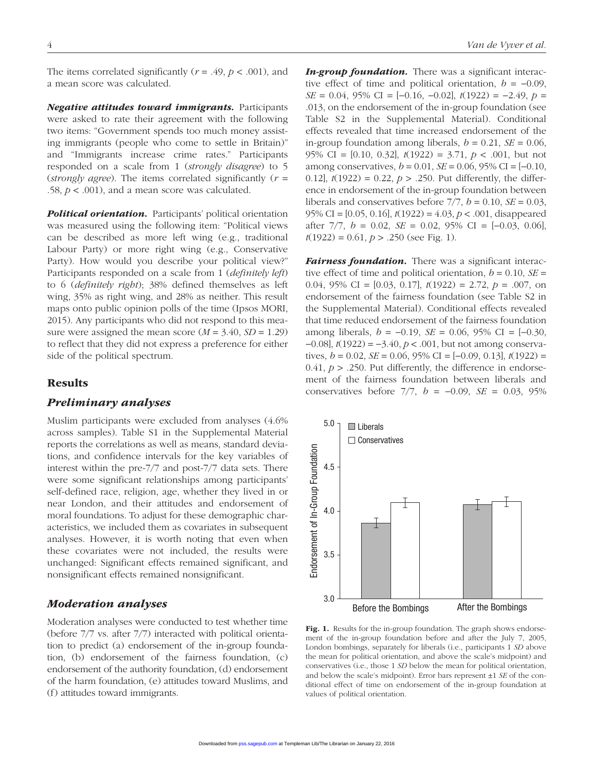The items correlated significantly ($r = .49$, $p < .001$), and a mean score was calculated.

***Negative attitudes toward immigrants.*** Participants were asked to rate their agreement with the following two items: "Government spends too much money assisting immigrants (people who come to settle in Britain)" and "Immigrants increase crime rates." Participants responded on a scale from 1 (*strongly disagree*) to 5 (*strongly agree*). The items correlated significantly ($r = .58$, $p < .001$), and a mean score was calculated.

***Political orientation.*** Participants' political orientation was measured using the following item: "Political views can be described as more left wing (e.g., traditional Labour Party) or more right wing (e.g., Conservative Party). How would you describe your political view?" Participants responded on a scale from 1 (*definitely left*) to 6 (*definitely right*); 38% defined themselves as left wing, 35% as right wing, and 28% as neither. This result maps onto public opinion polls of the time (Ipsos MORI, 2015). Any participants who did not respond to this measure were assigned the mean score ($M = 3.40$, $SD = 1.29$) to reflect that they did not express a preference for either side of the political spectrum.

## Results

### Preliminary analyses

Muslim participants were excluded from analyses (4.6% across samples). Table S1 in the Supplemental Material reports the correlations as well as means, standard deviations, and confidence intervals for the key variables of interest within the pre-7/7 and post-7/7 data sets. There were some significant relationships among participants' self-defined race, religion, age, whether they lived in or near London, and their attitudes and endorsement of moral foundations. To adjust for these demographic characteristics, we included them as covariates in subsequent analyses. However, it is worth noting that even when these covariates were not included, the results were unchanged: Significant effects remained significant, and nonsignificant effects remained nonsignificant.

### Moderation analyses

Moderation analyses were conducted to test whether time (before 7/7 vs. after 7/7) interacted with political orientation to predict (a) endorsement of the in-group foundation, (b) endorsement of the fairness foundation, (c) endorsement of the authority foundation, (d) endorsement of the harm foundation, (e) attitudes toward Muslims, and (f) attitudes toward immigrants.

***In-group foundation.*** There was a significant interactive effect of time and political orientation, $b = -0.09$, $SE = 0.04$, 95% CI = [−0.16, −0.02], $t(1922) = -2.49$, $p = .013$, on the endorsement of the in-group foundation (see Table S2 in the Supplemental Material). Conditional effects revealed that time increased endorsement of the in-group foundation among liberals, $b = 0.21$, $SE = 0.06$, 95% CI = [0.10, 0.32], $t(1922) = 3.71$, $p < .001$, but not among conservatives, $b = 0.01$, $SE = 0.06$, 95% CI = [−0.10, 0.12], $t(1922) = 0.22$, $p > .250$. Put differently, the difference in endorsement of the in-group foundation between liberals and conservatives before 7/7, $b = 0.10$, $SE = 0.03$, 95% CI = [0.05, 0.16], $t(1922) = 4.03$, $p < .001$, disappeared after 7/7, $b = 0.02$, $SE = 0.02$, 95% CI = [−0.03, 0.06], $t(1922) = 0.61$, $p > .250$ (see Fig. 1).

***Fairness foundation.*** There was a significant interactive effect of time and political orientation, $b = 0.10$, $SE = 0.04$, 95% CI = [0.03, 0.17], $t(1922) = 2.72$, $p = .007$, on endorsement of the fairness foundation (see Table S2 in the Supplemental Material). Conditional effects revealed that time reduced endorsement of the fairness foundation among liberals, $b = -0.19$, $SE = 0.06$, 95% CI = [−0.30, −0.08], $t(1922) = -3.40$, $p < .001$, but not among conservatives, $b = 0.02$, $SE = 0.06$, 95% CI = [−0.09, 0.13], $t(1922) = 0.41$, $p > .250$. Put differently, the difference in endorsement of the fairness foundation between liberals and conservatives before 7/7, $b = -0.09$, $SE = 0.03$, 95%

**Fig. 1.** Results for the in-group foundation. The graph shows endorsement of the in-group foundation before and after the July 7, 2005, London bombings, separately for liberals (i.e., participants 1 *SD* above the mean for political orientation, and above the scale's midpoint) and conservatives (i.e., those 1 *SD* below the mean for political orientation, and below the scale's midpoint). Error bars represent ±1 *SE* of the conditional effect of time on endorsement of the in-group foundation at values of political orientation.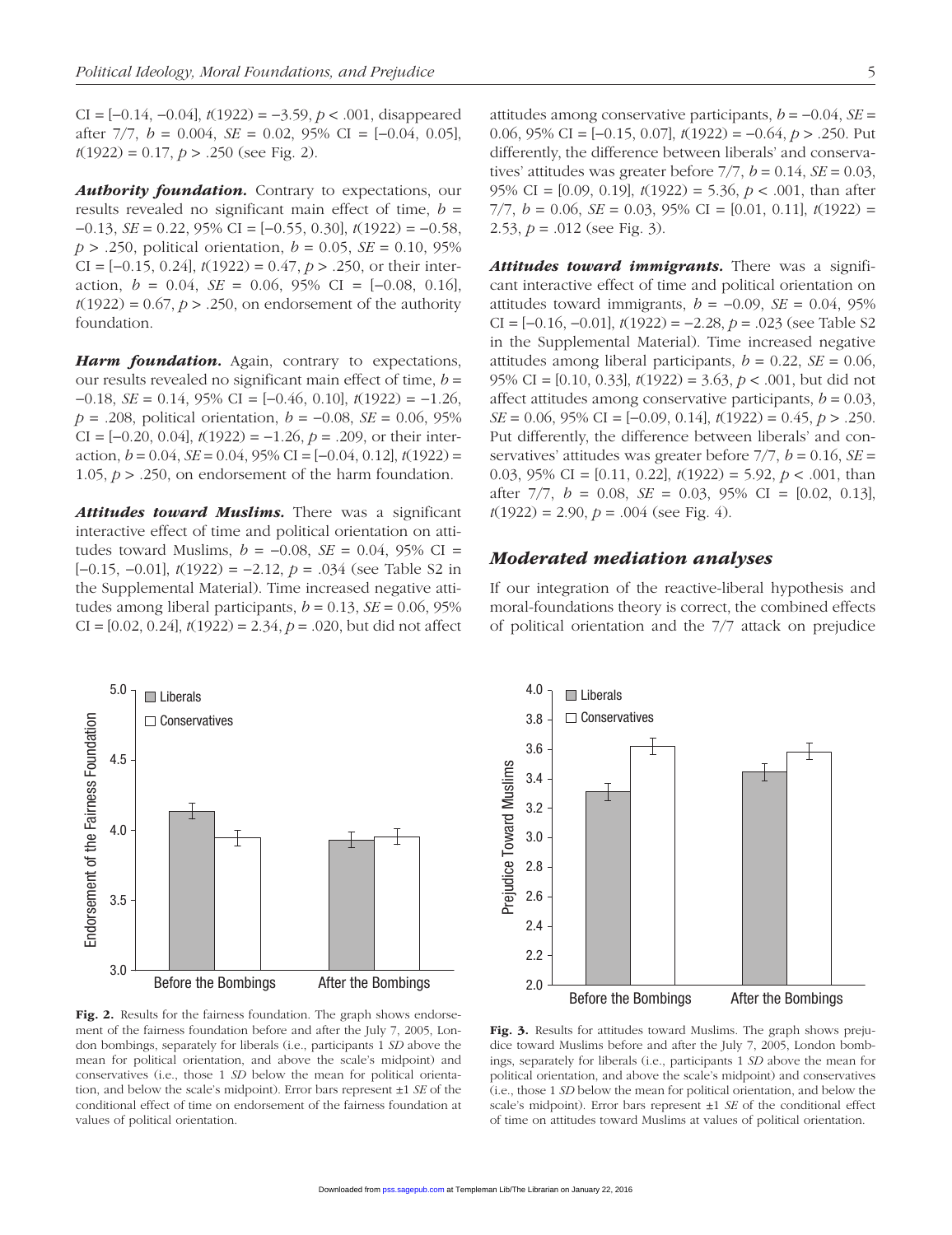CI = [−0.14, −0.04], $t(1922) = -3.59$, $p < .001$, disappeared after 7/7, $b = 0.004$, $SE = 0.02$, 95% CI = [−0.04, 0.05], $t(1922) = 0.17$, $p > .250$ (see Fig. 2).

***Authority foundation.*** Contrary to expectations, our results revealed no significant main effect of time, $b = -0.13$, $SE = 0.22$, 95% CI = [−0.55, 0.30], $t(1922) = -0.58$, $p > .250$, political orientation, $b = 0.05$, $SE = 0.10$, 95% CI = [−0.15, 0.24], $t(1922) = 0.47$, $p > .250$, or their interaction, $b = 0.04$, $SE = 0.06$, 95% CI = [−0.08, 0.16], $t(1922) = 0.67$, $p > .250$, on endorsement of the authority foundation.

***Harm foundation.*** Again, contrary to expectations, our results revealed no significant main effect of time, $b = -0.18$, $SE = 0.14$, 95% CI = [−0.46, 0.10], $t(1922) = -1.26$, $p = .208$, political orientation, $b = -0.08$, $SE = 0.06$, 95% CI = [−0.20, 0.04], $t(1922) = -1.26$, $p = .209$, or their interaction, $b = 0.04$, $SE = 0.04$, 95% CI = [−0.04, 0.12], $t(1922) = 1.05$, $p > .250$, on endorsement of the harm foundation.

***Attitudes toward Muslims.*** There was a significant interactive effect of time and political orientation on attitudes toward Muslims, $b = -0.08$, $SE = 0.04$, 95% CI = [−0.15, −0.01], $t(1922) = -2.12$, $p = .034$ (see Table S2 in the Supplemental Material). Time increased negative attitudes among liberal participants, $b = 0.13$, $SE = 0.06$, 95% CI = [0.02, 0.24], $t(1922) = 2.34$, $p = .020$, but did not affect attitudes among conservative participants, $b = -0.04$, $SE = 0.06$, 95% CI = [−0.15, 0.07], $t(1922) = -0.64$, $p > .250$. Put differently, the difference between liberals' and conservatives' attitudes was greater before 7/7, $b = 0.14$, $SE = 0.03$, 95% CI = [0.09, 0.19], $t(1922) = 5.36$, $p < .001$, than after 7/7, $b = 0.06$, $SE = 0.03$, 95% CI = [0.01, 0.11], $t(1922) = 2.53$, $p = .012$ (see Fig. 3).

***Attitudes toward immigrants.*** There was a significant interactive effect of time and political orientation on attitudes toward immigrants, $b = -0.09$, $SE = 0.04$, 95% CI = [−0.16, −0.01], $t(1922) = -2.28$, $p = .023$ (see Table S2 in the Supplemental Material). Time increased negative attitudes among liberal participants, $b = 0.22$, $SE = 0.06$, 95% CI = [0.10, 0.33], $t(1922) = 3.63$, $p < .001$, but did not affect attitudes among conservative participants, $b = 0.03$, $SE = 0.06$, 95% CI = [−0.09, 0.14], $t(1922) = 0.45$, $p > .250$. Put differently, the difference between liberals' and conservatives' attitudes was greater before 7/7, $b = 0.16$, $SE = 0.03$, 95% CI = [0.11, 0.22], $t(1922) = 5.92$, $p < .001$, than after 7/7, $b = 0.08$, $SE = 0.03$, 95% CI = [0.02, 0.13], $t(1922) = 2.90$, $p = .004$ (see Fig. 4).

## Moderated mediation analyses

If our integration of the reactive-liberal hypothesis and moral-foundations theory is correct, the combined effects of political orientation and the 7/7 attack on prejudice

**Fig. 2.** Results for the fairness foundation. The graph shows endorsement of the fairness foundation before and after the July 7, 2005, London bombings, separately for liberals (i.e., participants 1 *SD* above the mean for political orientation, and above the scale's midpoint) and conservatives (i.e., those 1 *SD* below the mean for political orientation, and below the scale's midpoint). Error bars represent ±1 *SE* of the conditional effect of time on endorsement of the fairness foundation at values of political orientation.

**Fig. 3.** Results for attitudes toward Muslims. The graph shows prejudice toward Muslims before and after the July 7, 2005, London bombings, separately for liberals (i.e., participants 1 *SD* above the mean for political orientation, and above the scale's midpoint) and conservatives (i.e., those 1 *SD* below the mean for political orientation, and below the scale's midpoint). Error bars represent ±1 *SE* of the conditional effect of time on attitudes toward Muslims at values of political orientation.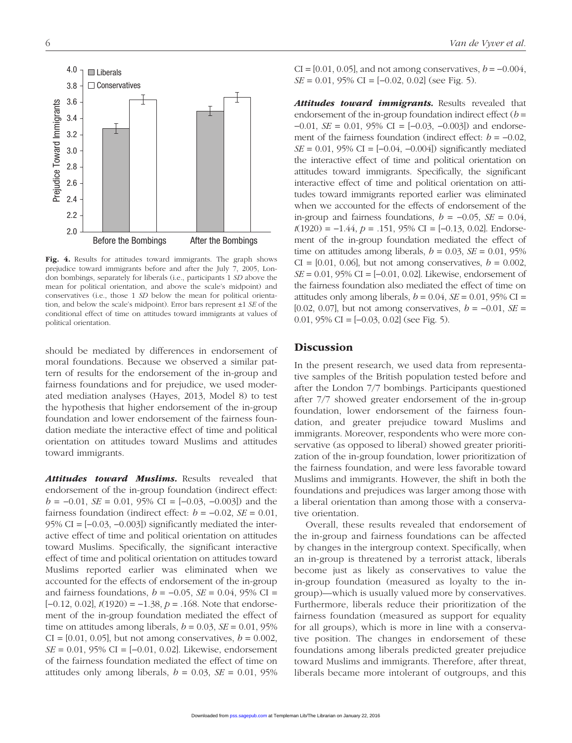Fig. 4. Results for attitudes toward immigrants. The graph shows prejudice toward immigrants before and after the July 7, 2005, London bombings, separately for liberals (i.e., participants 1 *SD* above the mean for political orientation, and above the scale's midpoint) and conservatives (i.e., those 1 *SD* below the mean for political orientation, and below the scale's midpoint). Error bars represent ±1 *SE* of the conditional effect of time on attitudes toward immigrants at values of political orientation.

should be mediated by differences in endorsement of moral foundations. Because we observed a similar pattern of results for the endorsement of the in-group and fairness foundations and for prejudice, we used moderated mediation analyses (Hayes, 2013, Model 8) to test the hypothesis that higher endorsement of the in-group foundation and lower endorsement of the fairness foundation mediate the interactive effect of time and political orientation on attitudes toward Muslims and attitudes toward immigrants.

***Attitudes toward Muslims.*** Results revealed that endorsement of the in-group foundation (indirect effect: $b = -0.01$, $SE = 0.01$, 95% CI = [−0.03, −0.003]) and the fairness foundation (indirect effect: $b = -0.02$, $SE = 0.01$, 95% CI = [−0.03, −0.003]) significantly mediated the interactive effect of time and political orientation on attitudes toward Muslims. Specifically, the significant interactive effect of time and political orientation on attitudes toward Muslims reported earlier was eliminated when we accounted for the effects of endorsement of the in-group and fairness foundations, $b = -0.05$, $SE = 0.04$, 95% CI = [−0.12, 0.02], $t(1920) = -1.38$, $p = .168$. Note that endorsement of the in-group foundation mediated the effect of time on attitudes among liberals, $b = 0.03$, $SE = 0.01$, 95% CI = [0.01, 0.05], but not among conservatives, $b = 0.002$, $SE = 0.01$, 95% CI = [−0.01, 0.02]. Likewise, endorsement of the fairness foundation mediated the effect of time on attitudes only among liberals, $b = 0.03$, $SE = 0.01$, 95% CI = [0.01, 0.05], and not among conservatives, $b = -0.004$, $SE = 0.01$, 95% CI = [−0.02, 0.02] (see Fig. 5).

***Attitudes toward immigrants.*** Results revealed that endorsement of the in-group foundation indirect effect ($b = -0.01$, $SE = 0.01$, 95% CI = [−0.03, −0.003]) and endorsement of the fairness foundation (indirect effect: $b = -0.02$, $SE = 0.01$, 95% CI = [−0.04, −0.004]) significantly mediated the interactive effect of time and political orientation on attitudes toward immigrants. Specifically, the significant interactive effect of time and political orientation on attitudes toward immigrants reported earlier was eliminated when we accounted for the effects of endorsement of the in-group and fairness foundations, $b = -0.05$, $SE = 0.04$, $t(1920) = -1.44$, $p = .151$, 95% CI = [−0.13, 0.02]. Endorsement of the in-group foundation mediated the effect of time on attitudes among liberals, $b = 0.03$, $SE = 0.01$, 95% CI = [0.01, 0.06], but not among conservatives, $b = 0.002$, $SE = 0.01$, 95% CI = [−0.01, 0.02]. Likewise, endorsement of the fairness foundation also mediated the effect of time on attitudes only among liberals, $b = 0.04$, $SE = 0.01$, 95% CI = [0.02, 0.07], but not among conservatives, $b = -0.01$, $SE = 0.01$, 95% CI = [−0.03, 0.02] (see Fig. 5).

## Discussion

In the present research, we used data from representative samples of the British population tested before and after the London 7/7 bombings. Participants questioned after 7/7 showed greater endorsement of the in-group foundation, lower endorsement of the fairness foundation, and greater prejudice toward Muslims and immigrants. Moreover, respondents who were more conservative (as opposed to liberal) showed greater prioritization of the in-group foundation, lower prioritization of the fairness foundation, and were less favorable toward Muslims and immigrants. However, the shift in both the foundations and prejudices was larger among those with a liberal orientation than among those with a conservative orientation.

Overall, these results revealed that endorsement of the in-group and fairness foundations can be affected by changes in the intergroup context. Specifically, when an in-group is threatened by a terrorist attack, liberals become just as likely as conservatives to value the in-group foundation (measured as loyalty to the in-group)—which is usually valued more by conservatives. Furthermore, liberals reduce their prioritization of the fairness foundation (measured as support for equality for all groups), which is more in line with a conservative position. The changes in endorsement of these foundations among liberals predicted greater prejudice toward Muslims and immigrants. Therefore, after threat, liberals became more intolerant of outgroups, and this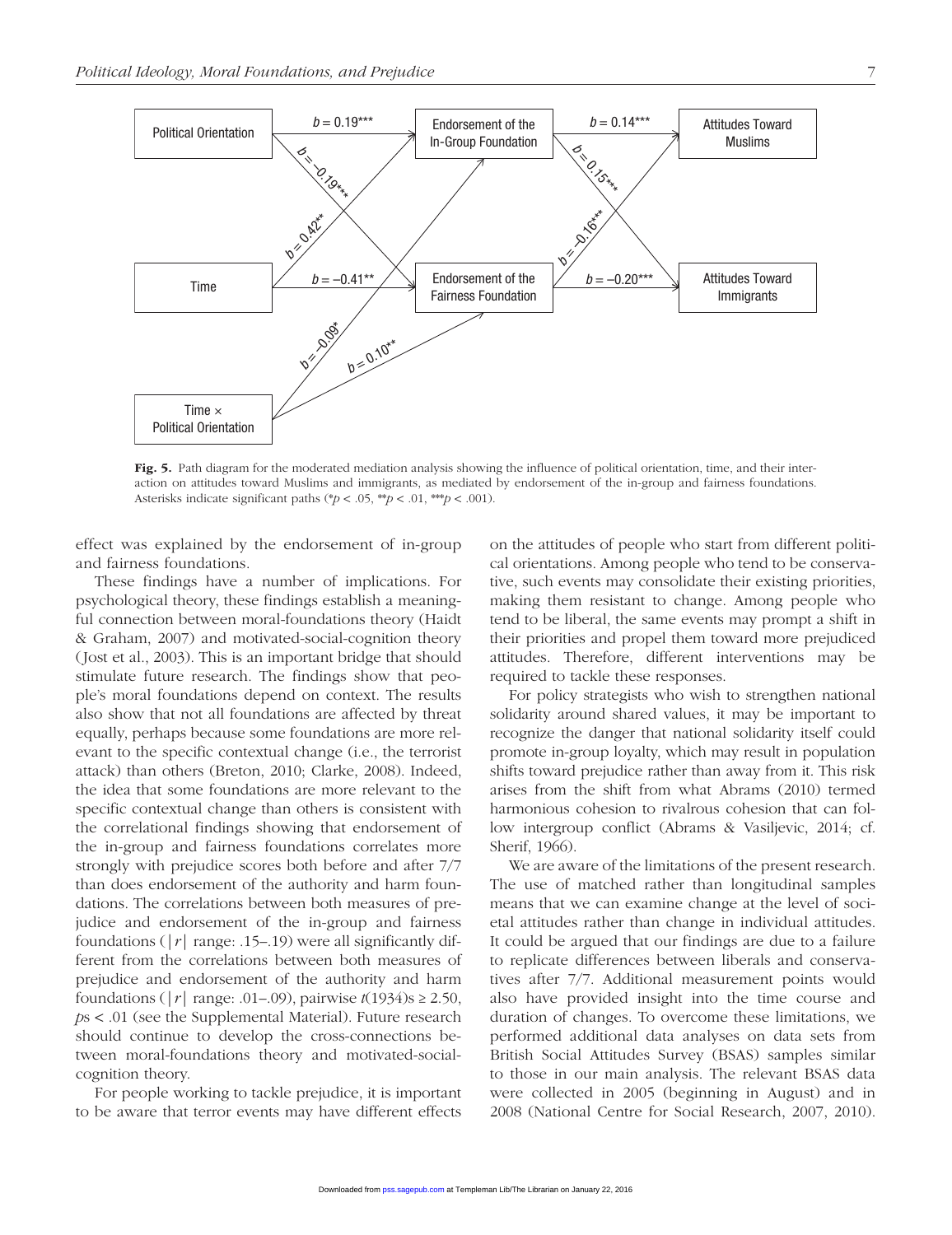Fig. 5. Path diagram for the moderated mediation analysis showing the influence of political orientation, time, and their interaction on attitudes toward Muslims and immigrants, as mediated by endorsement of the in-group and fairness foundations. Asterisks indicate significant paths (* $p < .05$, ** $p < .01$, *** $p < .001$).

effect was explained by the endorsement of in-group and fairness foundations.

These findings have a number of implications. For psychological theory, these findings establish a meaningful connection between moral-foundations theory (Haidt & Graham, 2007) and motivated-social-cognition theory (Jost et al., 2003). This is an important bridge that should stimulate future research. The findings show that people's moral foundations depend on context. The results also show that not all foundations are affected by threat equally, perhaps because some foundations are more relevant to the specific contextual change (i.e., the terrorist attack) than others (Breton, 2010; Clarke, 2008). Indeed, the idea that some foundations are more relevant to the specific contextual change than others is consistent with the correlational findings showing that endorsement of the in-group and fairness foundations correlates more strongly with prejudice scores both before and after 7/7 than does endorsement of the authority and harm foundations. The correlations between both measures of prejudice and endorsement of the in-group and fairness foundations ($|r|$ range: .15–.19) were all significantly different from the correlations between both measures of prejudice and endorsement of the authority and harm foundations ($|r|$ range: .01–.09), pairwise $t(1934)\text{s} \geq 2.50$, $p\text{s} < .01$ (see the Supplemental Material). Future research should continue to develop the cross-connections between moral-foundations theory and motivated-social-cognition theory.

For people working to tackle prejudice, it is important to be aware that terror events may have different effects on the attitudes of people who start from different political orientations. Among people who tend to be conservative, such events may consolidate their existing priorities, making them resistant to change. Among people who tend to be liberal, the same events may prompt a shift in their priorities and propel them toward more prejudiced attitudes. Therefore, different interventions may be required to tackle these responses.

For policy strategists who wish to strengthen national solidarity around shared values, it may be important to recognize the danger that national solidarity itself could promote in-group loyalty, which may result in population shifts toward prejudice rather than away from it. This risk arises from the shift from what Abrams (2010) termed harmonious cohesion to rivalrous cohesion that can follow intergroup conflict (Abrams & Vasiljevic, 2014; cf. Sherif, 1966).

We are aware of the limitations of the present research. The use of matched rather than longitudinal samples means that we can examine change at the level of societal attitudes rather than change in individual attitudes. It could be argued that our findings are due to a failure to replicate differences between liberals and conservatives after 7/7. Additional measurement points would also have provided insight into the time course and duration of changes. To overcome these limitations, we performed additional data analyses on data sets from British Social Attitudes Survey (BSAS) samples similar to those in our main analysis. The relevant BSAS data were collected in 2005 (beginning in August) and in 2008 (National Centre for Social Research, 2007, 2010).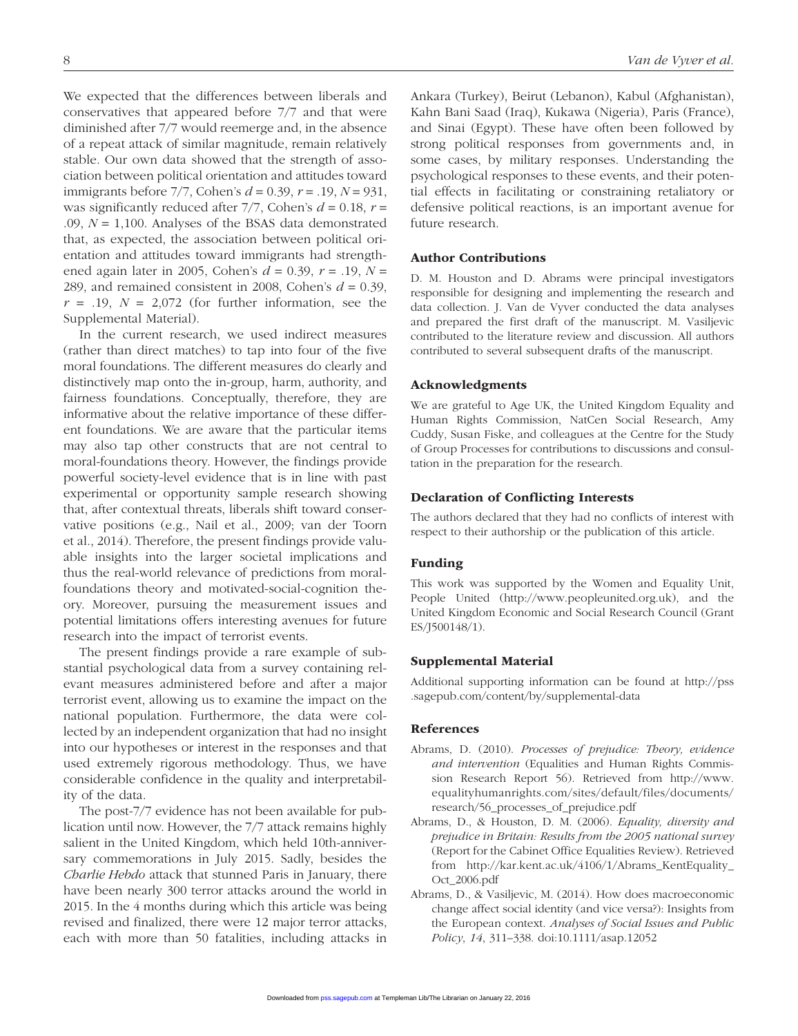We expected that the differences between liberals and conservatives that appeared before 7/7 and that were diminished after 7/7 would reemerge and, in the absence of a repeat attack of similar magnitude, remain relatively stable. Our own data showed that the strength of association between political orientation and attitudes toward immigrants before 7/7, Cohen's $d = 0.39$, $r = .19$, $N = 931$, was significantly reduced after 7/7, Cohen's $d = 0.18$, $r = .09$, $N = 1{,}100$. Analyses of the BSAS data demonstrated that, as expected, the association between political orientation and attitudes toward immigrants had strengthened again later in 2005, Cohen's $d = 0.39$, $r = .19$, $N = 289$, and remained consistent in 2008, Cohen's $d = 0.39$, $r = .19$, $N = 2{,}072$ (for further information, see the Supplemental Material).

In the current research, we used indirect measures (rather than direct matches) to tap into four of the five moral foundations. The different measures do clearly and distinctively map onto the in-group, harm, authority, and fairness foundations. Conceptually, therefore, they are informative about the relative importance of these different foundations. We are aware that the particular items may also tap other constructs that are not central to moral-foundations theory. However, the findings provide powerful society-level evidence that is in line with past experimental or opportunity sample research showing that, after contextual threats, liberals shift toward conservative positions (e.g., Nail et al., 2009; van der Toorn et al., 2014). Therefore, the present findings provide valuable insights into the larger societal implications and thus the real-world relevance of predictions from moral-foundations theory and motivated-social-cognition theory. Moreover, pursuing the measurement issues and potential limitations offers interesting avenues for future research into the impact of terrorist events.

The present findings provide a rare example of substantial psychological data from a survey containing relevant measures administered before and after a major terrorist event, allowing us to examine the impact on the national population. Furthermore, the data were collected by an independent organization that had no insight into our hypotheses or interest in the responses and that used extremely rigorous methodology. Thus, we have considerable confidence in the quality and interpretability of the data.

The post-7/7 evidence has not been available for publication until now. However, the 7/7 attack remains highly salient in the United Kingdom, which held 10th-anniversary commemorations in July 2015. Sadly, besides the *Charlie Hebdo* attack that stunned Paris in January, there have been nearly 300 terror attacks around the world in 2015. In the 4 months during which this article was being revised and finalized, there were 12 major terror attacks, each with more than 50 fatalities, including attacks in Ankara (Turkey), Beirut (Lebanon), Kabul (Afghanistan), Kahn Bani Saad (Iraq), Kukawa (Nigeria), Paris (France), and Sinai (Egypt). These have often been followed by strong political responses from governments and, in some cases, by military responses. Understanding the psychological responses to these events, and their potential effects in facilitating or constraining retaliatory or defensive political reactions, is an important avenue for future research.

## Author Contributions

D. M. Houston and D. Abrams were principal investigators responsible for designing and implementing the research and data collection. J. Van de Vyver conducted the data analyses and prepared the first draft of the manuscript. M. Vasiljevic contributed to the literature review and discussion. All authors contributed to several subsequent drafts of the manuscript.

## Acknowledgments

We are grateful to Age UK, the United Kingdom Equality and Human Rights Commission, NatCen Social Research, Amy Cuddy, Susan Fiske, and colleagues at the Centre for the Study of Group Processes for contributions to discussions and consultation in the preparation for the research.

## Declaration of Conflicting Interests

The authors declared that they had no conflicts of interest with respect to their authorship or the publication of this article.

## Funding

This work was supported by the Women and Equality Unit, People United (http://www.peopleunited.org.uk), and the United Kingdom Economic and Social Research Council (Grant ES/J500148/1).

## Supplemental Material

Additional supporting information can be found at http://pss.sagepub.com/content/by/supplemental-data

## References

Abrams, D. (2010). *Processes of prejudice: Theory, evidence and intervention* (Equalities and Human Rights Commission Research Report 56). Retrieved from http://www.equalityhumanrights.com/sites/default/files/documents/research/56_processes_of_prejudice.pdf

Abrams, D., & Houston, D. M. (2006). *Equality, diversity and prejudice in Britain: Results from the 2005 national survey* (Report for the Cabinet Office Equalities Review). Retrieved from http://kar.kent.ac.uk/4106/1/Abrams_KentEquality_Oct_2006.pdf

Abrams, D., & Vasiljevic, M. (2014). How does macroeconomic change affect social identity (and vice versa?): Insights from the European context. *Analyses of Social Issues and Public Policy*, *14*, 311–338. doi:10.1111/asap.12052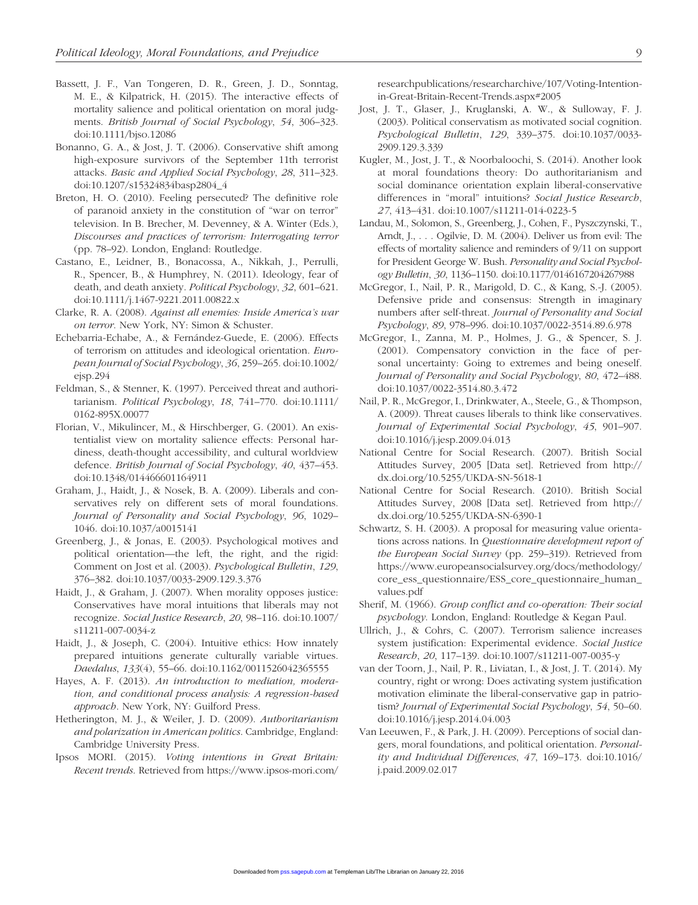Bassett, J. F., Van Tongeren, D. R., Green, J. D., Sonntag, M. E., & Kilpatrick, H. (2015). The interactive effects of mortality salience and political orientation on moral judgments. *British Journal of Social Psychology*, *54*, 306–323. doi:10.1111/bjso.12086

Bonanno, G. A., & Jost, J. T. (2006). Conservative shift among high-exposure survivors of the September 11th terrorist attacks. *Basic and Applied Social Psychology*, *28*, 311–323. doi:10.1207/s15324834basp2804_4

Breton, H. O. (2010). Feeling persecuted? The definitive role of paranoid anxiety in the constitution of "war on terror" television. In B. Brecher, M. Devenney, & A. Winter (Eds.), *Discourses and practices of terrorism: Interrogating terror* (pp. 78–92). London, England: Routledge.

Castano, E., Leidner, B., Bonacossa, A., Nikkah, J., Perrulli, R., Spencer, B., & Humphrey, N. (2011). Ideology, fear of death, and death anxiety. *Political Psychology*, *32*, 601–621. doi:10.1111/j.1467-9221.2011.00822.x

Clarke, R. A. (2008). *Against all enemies: Inside America's war on terror*. New York, NY: Simon & Schuster.

Echebarria-Echabe, A., & Fernández-Guede, E. (2006). Effects of terrorism on attitudes and ideological orientation. *European Journal of Social Psychology*, *36*, 259–265. doi:10.1002/ejsp.294

Feldman, S., & Stenner, K. (1997). Perceived threat and authoritarianism. *Political Psychology*, *18*, 741–770. doi:10.1111/0162-895X.00077

Florian, V., Mikulincer, M., & Hirschberger, G. (2001). An existentialist view on mortality salience effects: Personal hardiness, death-thought accessibility, and cultural worldview defence. *British Journal of Social Psychology*, *40*, 437–453. doi:10.1348/014466601164911

Graham, J., Haidt, J., & Nosek, B. A. (2009). Liberals and conservatives rely on different sets of moral foundations. *Journal of Personality and Social Psychology*, *96*, 1029–1046. doi:10.1037/a0015141

Greenberg, J., & Jonas, E. (2003). Psychological motives and political orientation—the left, the right, and the rigid: Comment on Jost et al. (2003). *Psychological Bulletin*, *129*, 376–382. doi:10.1037/0033-2909.129.3.376

Haidt, J., & Graham, J. (2007). When morality opposes justice: Conservatives have moral intuitions that liberals may not recognize. *Social Justice Research*, *20*, 98–116. doi:10.1007/s11211-007-0034-z

Haidt, J., & Joseph, C. (2004). Intuitive ethics: How innately prepared intuitions generate culturally variable virtues. *Daedalus*, *133*(4), 55–66. doi:10.1162/0011526042365555

Hayes, A. F. (2013). *An introduction to mediation, moderation, and conditional process analysis: A regression-based approach*. New York, NY: Guilford Press.

Hetherington, M. J., & Weiler, J. D. (2009). *Authoritarianism and polarization in American politics*. Cambridge, England: Cambridge University Press.

Ipsos MORI. (2015). *Voting intentions in Great Britain: Recent trends*. Retrieved from https://www.ipsos-mori.com/researchpublications/researcharchive/107/Voting-Intention-in-Great-Britain-Recent-Trends.aspx#2005

Jost, J. T., Glaser, J., Kruglanski, A. W., & Sulloway, F. J. (2003). Political conservatism as motivated social cognition. *Psychological Bulletin*, *129*, 339–375. doi:10.1037/0033-2909.129.3.339

Kugler, M., Jost, J. T., & Noorbaloochi, S. (2014). Another look at moral foundations theory: Do authoritarianism and social dominance orientation explain liberal-conservative differences in "moral" intuitions? *Social Justice Research*, *27*, 413–431. doi:10.1007/s11211-014-0223-5

Landau, M., Solomon, S., Greenberg, J., Cohen, F., Pyszczynski, T., Arndt, J., . . . Ogilvie, D. M. (2004). Deliver us from evil: The effects of mortality salience and reminders of 9/11 on support for President George W. Bush. *Personality and Social Psychology Bulletin*, *30*, 1136–1150. doi:10.1177/0146167204267988

McGregor, I., Nail, P. R., Marigold, D. C., & Kang, S.-J. (2005). Defensive pride and consensus: Strength in imaginary numbers after self-threat. *Journal of Personality and Social Psychology*, *89*, 978–996. doi:10.1037/0022-3514.89.6.978

McGregor, I., Zanna, M. P., Holmes, J. G., & Spencer, S. J. (2001). Compensatory conviction in the face of personal uncertainty: Going to extremes and being oneself. *Journal of Personality and Social Psychology*, *80*, 472–488. doi:10.1037/0022-3514.80.3.472

Nail, P. R., McGregor, I., Drinkwater, A., Steele, G., & Thompson, A. (2009). Threat causes liberals to think like conservatives. *Journal of Experimental Social Psychology*, *45*, 901–907. doi:10.1016/j.jesp.2009.04.013

National Centre for Social Research. (2007). British Social Attitudes Survey, 2005 [Data set]. Retrieved from http://dx.doi.org/10.5255/UKDA-SN-5618-1

National Centre for Social Research. (2010). British Social Attitudes Survey, 2008 [Data set]. Retrieved from http://dx.doi.org/10.5255/UKDA-SN-6390-1

Schwartz, S. H. (2003). A proposal for measuring value orientations across nations. In *Questionnaire development report of the European Social Survey* (pp. 259–319). Retrieved from https://www.europeansocialsurvey.org/docs/methodology/core_ess_questionnaire/ESS_core_questionnaire_human_values.pdf

Sherif, M. (1966). *Group conflict and co-operation: Their social psychology*. London, England: Routledge & Kegan Paul.

Ullrich, J., & Cohrs, C. (2007). Terrorism salience increases system justification: Experimental evidence. *Social Justice Research*, *20*, 117–139. doi:10.1007/s11211-007-0035-y

van der Toorn, J., Nail, P. R., Liviatan, I., & Jost, J. T. (2014). My country, right or wrong: Does activating system justification motivation eliminate the liberal-conservative gap in patriotism? *Journal of Experimental Social Psychology*, *54*, 50–60. doi:10.1016/j.jesp.2014.04.003

Van Leeuwen, F., & Park, J. H. (2009). Perceptions of social dangers, moral foundations, and political orientation. *Personality and Individual Differences*, *47*, 169–173. doi:10.1016/j.paid.2009.02.017